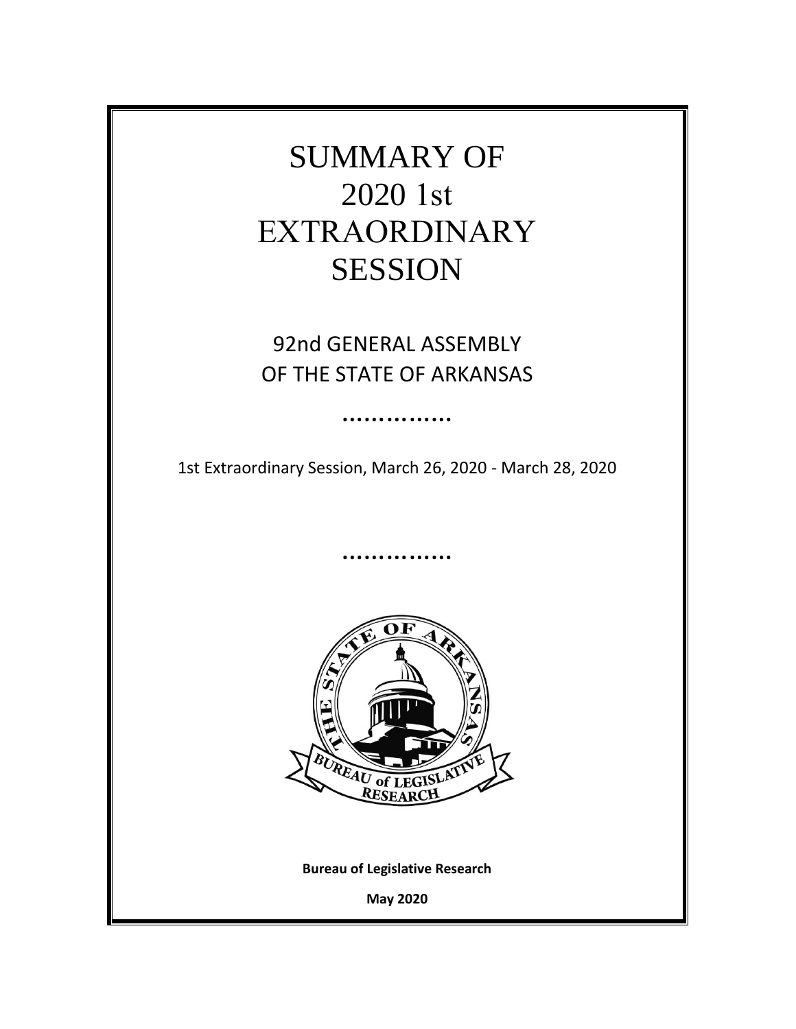# SUMMARY OF 2020 1st EXTRAORDINARY SESSION

## 92nd GENERAL ASSEMBLY OF THE STATE OF ARKANSAS

..............

1st Extraordinary Session, March 26, 2020 - March 28, 2020

..............

**Bureau of Legislative Research**

**May 2020**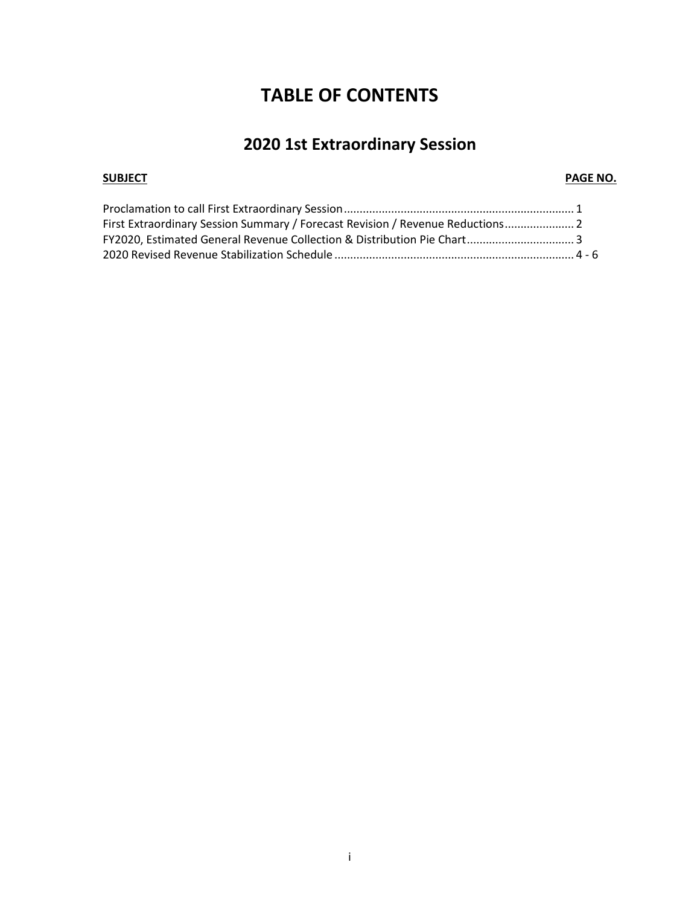# TABLE OF CONTENTS

## 2020 1st Extraordinary Session

| SUBJECT | PAGE NO. |
| --- | --- |
| Proclamation to call First Extraordinary Session | 1 |
| First Extraordinary Session Summary / Forecast Revision / Revenue Reductions | 2 |
| FY2020, Estimated General Revenue Collection & Distribution Pie Chart | 3 |
| 2020 Revised Revenue Stabilization Schedule | 4 - 6 |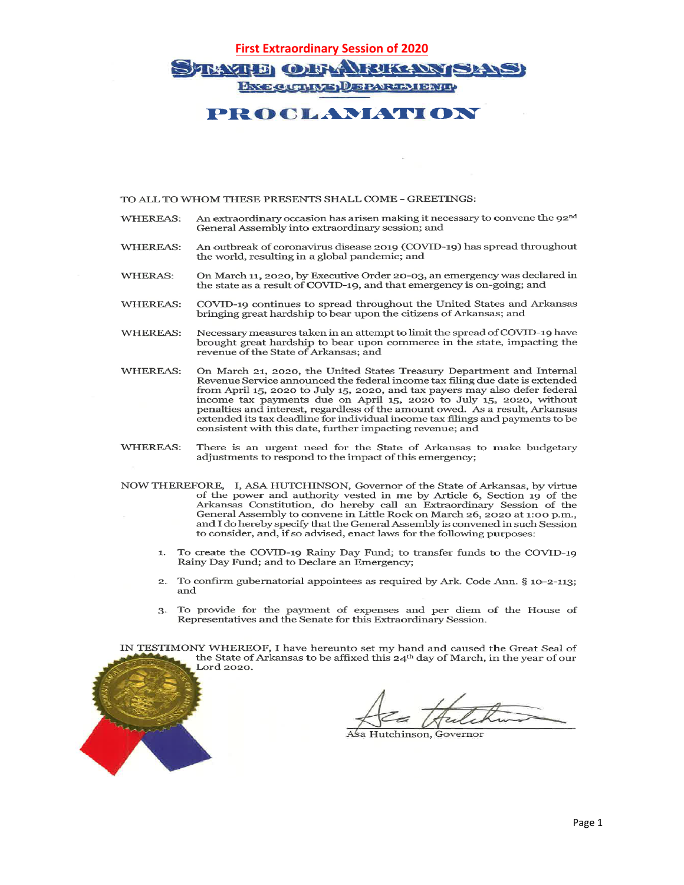**First Extraordinary Session of 2020**

# STATE OF ARKANSAS

## EXECUTIVE DEPARTMENT

# PROCLAMATION

TO ALL TO WHOM THESE PRESENTS SHALL COME – GREETINGS:

WHEREAS: An extraordinary occasion has arisen making it necessary to convene the 92nd General Assembly into extraordinary session; and

WHEREAS: An outbreak of coronavirus disease 2019 (COVID-19) has spread throughout the world, resulting in a global pandemic; and

WHERAS: On March 11, 2020, by Executive Order 20-03, an emergency was declared in the state as a result of COVID-19, and that emergency is on-going; and

WHEREAS: COVID-19 continues to spread throughout the United States and Arkansas bringing great hardship to bear upon the citizens of Arkansas; and

WHEREAS: Necessary measures taken in an attempt to limit the spread of COVID-19 have brought great hardship to bear upon commerce in the state, impacting the revenue of the State of Arkansas; and

WHEREAS: On March 21, 2020, the United States Treasury Department and Internal Revenue Service announced the federal income tax filing due date is extended from April 15, 2020 to July 15, 2020, and tax payers may also defer federal income tax payments due on April 15, 2020 to July 15, 2020, without penalties and interest, regardless of the amount owed. As a result, Arkansas extended its tax deadline for individual income tax filings and payments to be consistent with this date, further impacting revenue; and

WHEREAS: There is an urgent need for the State of Arkansas to make budgetary adjustments to respond to the impact of this emergency;

NOW THEREFORE, I, ASA HUTCHINSON, Governor of the State of Arkansas, by virtue of the power and authority vested in me by Article 6, Section 19 of the Arkansas Constitution, do hereby call an Extraordinary Session of the General Assembly to convene in Little Rock on March 26, 2020 at 1:00 p.m., and I do hereby specify that the General Assembly is convened in such Session to consider, and, if so advised, enact laws for the following purposes:

1. To create the COVID-19 Rainy Day Fund; to transfer funds to the COVID-19 Rainy Day Fund; and to Declare an Emergency;
2. To confirm gubernatorial appointees as required by Ark. Code Ann. § 10-2-113; and
3. To provide for the payment of expenses and per diem of the House of Representatives and the Senate for this Extraordinary Session.

IN TESTIMONY WHEREOF, I have hereunto set my hand and caused the Great Seal of the State of Arkansas to be affixed this 24th day of March, in the year of our Lord 2020.

Asa Hutchinson, Governor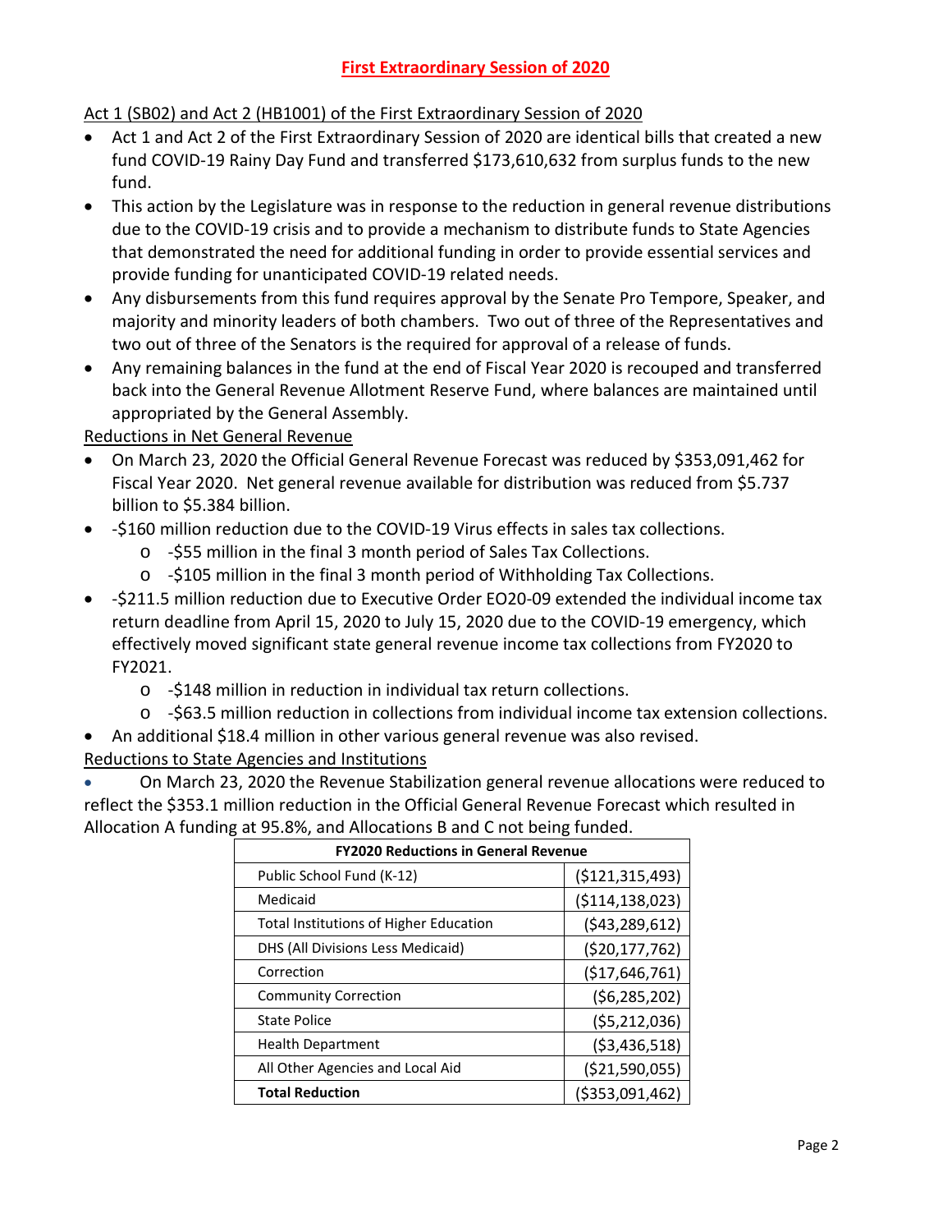# First Extraordinary Session of 2020

Act 1 (SB02) and Act 2 (HB1001) of the First Extraordinary Session of 2020

- Act 1 and Act 2 of the First Extraordinary Session of 2020 are identical bills that created a new fund COVID-19 Rainy Day Fund and transferred $173,610,632 from surplus funds to the new fund.
- This action by the Legislature was in response to the reduction in general revenue distributions due to the COVID-19 crisis and to provide a mechanism to distribute funds to State Agencies that demonstrated the need for additional funding in order to provide essential services and provide funding for unanticipated COVID-19 related needs.
- Any disbursements from this fund requires approval by the Senate Pro Tempore, Speaker, and majority and minority leaders of both chambers. Two out of three of the Representatives and two out of three of the Senators is the required for approval of a release of funds.
- Any remaining balances in the fund at the end of Fiscal Year 2020 is recouped and transferred back into the General Revenue Allotment Reserve Fund, where balances are maintained until appropriated by the General Assembly.

Reductions in Net General Revenue

- On March 23, 2020 the Official General Revenue Forecast was reduced by $353,091,462 for Fiscal Year 2020. Net general revenue available for distribution was reduced from $5.737 billion to $5.384 billion.
- -$160 million reduction due to the COVID-19 Virus effects in sales tax collections.
  - -$55 million in the final 3 month period of Sales Tax Collections.
  - -$105 million in the final 3 month period of Withholding Tax Collections.
- -$211.5 million reduction due to Executive Order EO20-09 extended the individual income tax return deadline from April 15, 2020 to July 15, 2020 due to the COVID-19 emergency, which effectively moved significant state general revenue income tax collections from FY2020 to FY2021.
  - -$148 million in reduction in individual tax return collections.
  - -$63.5 million reduction in collections from individual income tax extension collections.
- An additional $18.4 million in other various general revenue was also revised.

Reductions to State Agencies and Institutions

- On March 23, 2020 the Revenue Stabilization general revenue allocations were reduced to reflect the $353.1 million reduction in the Official General Revenue Forecast which resulted in Allocation A funding at 95.8%, and Allocations B and C not being funded.

| FY2020 Reductions in General Revenue | |
|---|---|
| Public School Fund (K-12) | ($121,315,493) |
| Medicaid | ($114,138,023) |
| Total Institutions of Higher Education | ($43,289,612) |
| DHS (All Divisions Less Medicaid) | ($20,177,762) |
| Correction | ($17,646,761) |
| Community Correction | ($6,285,202) |
| State Police | ($5,212,036) |
| Health Department | ($3,436,518) |
| All Other Agencies and Local Aid | ($21,590,055) |
| **Total Reduction** | ($353,091,462) |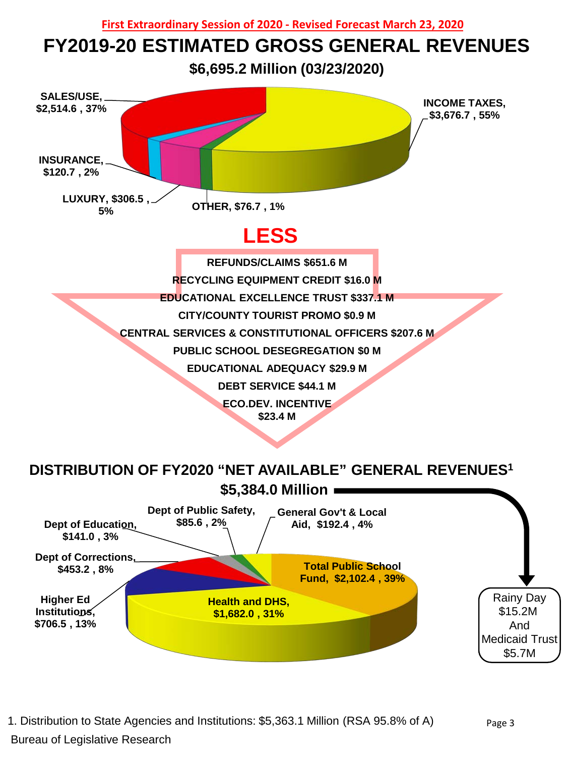First Extraordinary Session of 2020 - Revised Forecast March 23, 2020

# FY2019-20 ESTIMATED GROSS GENERAL REVENUES

## $6,695.2 Million (03/23/2020)

- SALES/USE, $2,514.6 , 37%
- INCOME TAXES, $3,676.7 , 55%
- INSURANCE, $120.7 , 2%
- LUXURY, $306.5 , 5%
- OTHER, $76.7 , 1%

## LESS

- REFUNDS/CLAIMS $651.6 M
- RECYCLING EQUIPMENT CREDIT $16.0 M
- EDUCATIONAL EXCELLENCE TRUST $337.1 M
- CITY/COUNTY TOURIST PROMO $0.9 M
- CENTRAL SERVICES & CONSTITUTIONAL OFFICERS $207.6 M
- PUBLIC SCHOOL DESEGREGATION $0 M
- EDUCATIONAL ADEQUACY $29.9 M
- DEBT SERVICE $44.1 M
- ECO.DEV. INCENTIVE $23.4 M

## DISTRIBUTION OF FY2020 "NET AVAILABLE" GENERAL REVENUES[1]

## $5,384.0 Million

- Dept of Public Safety, $85.6 , 2%
- General Gov't & Local Aid, $192.4 , 4%
- Dept of Education, $141.0 , 3%
- Dept of Corrections, $453.2 , 8%
- Total Public School Fund, $2,102.4 , 39%
- Higher Ed Institutions, $706.5 , 13%
- Health and DHS, $1,682.0 , 31%

Rainy Day $15.2M And Medicaid Trust $5.7M

1. Distribution to State Agencies and Institutions: $5,363.1 Million (RSA 95.8% of A)

Bureau of Legislative Research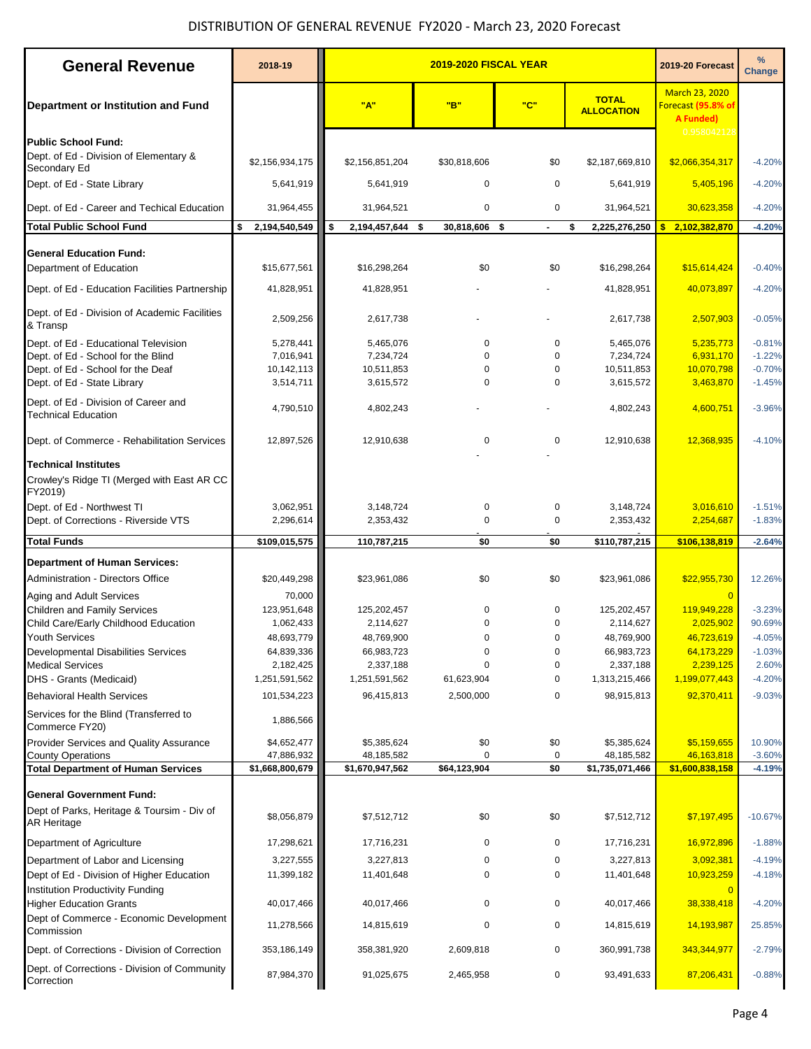# DISTRIBUTION OF GENERAL REVENUE FY2020 - March 23, 2020 Forecast

| General Revenue | 2018-19 | 2019-2020 FISCAL YEAR | | | | 2019-20 Forecast | % Change |
|---|---|---|---|---|---|---|---|
| Department or Institution and Fund | | "A" | "B" | "C" | TOTAL ALLOCATION | March 23, 2020 Forecast (95.8% of A Funded) 0.958042128 | |
| **Public School Fund:** | | | | | | | |
| Dept. of Ed - Division of Elementary & Secondary Ed | $2,156,934,175 | $2,156,851,204 | $30,818,606 | $0 | $2,187,669,810 | $2,066,354,317 | -4.20% |
| Dept. of Ed - State Library | 5,641,919 | 5,641,919 | 0 | 0 | 5,641,919 | 5,405,196 | -4.20% |
| Dept. of Ed - Career and Techical Education | 31,964,455 | 31,964,521 | 0 | 0 | 31,964,521 | 30,623,358 | -4.20% |
| **Total Public School Fund** | **$ 2,194,540,549** | **$ 2,194,457,644** | **$ 30,818,606** | **$ -** | **$ 2,225,276,250** | **$ 2,102,382,870** | **-4.20%** |
| **General Education Fund:** | | | | | | | |
| Department of Education | $15,677,561 | $16,298,264 | $0 | $0 | $16,298,264 | $15,614,424 | -0.40% |
| Dept. of Ed - Education Facilities Partnership | 41,828,951 | 41,828,951 | - | - | 41,828,951 | 40,073,897 | -4.20% |
| Dept. of Ed - Division of Academic Facilities & Transp | 2,509,256 | 2,617,738 | - | - | 2,617,738 | 2,507,903 | -0.05% |
| Dept. of Ed - Educational Television | 5,278,441 | 5,465,076 | 0 | 0 | 5,465,076 | 5,235,773 | -0.81% |
| Dept. of Ed - School for the Blind | 7,016,941 | 7,234,724 | 0 | 0 | 7,234,724 | 6,931,170 | -1.22% |
| Dept. of Ed - School for the Deaf | 10,142,113 | 10,511,853 | 0 | 0 | 10,511,853 | 10,070,798 | -0.70% |
| Dept. of Ed - State Library | 3,514,711 | 3,615,572 | 0 | 0 | 3,615,572 | 3,463,870 | -1.45% |
| Dept. of Ed - Division of Career and Technical Education | 4,790,510 | 4,802,243 | - | - | 4,802,243 | 4,600,751 | -3.96% |
| Dept. of Commerce - Rehabilitation Services | 12,897,526 | 12,910,638 | 0 | 0 | 12,910,638 | 12,368,935 | -4.10% |
| **Technical Institutes** | | | - | - | | | |
| Crowley's Ridge TI (Merged with East AR CC FY2019) | | | | | | | |
| Dept. of Ed - Northwest TI | 3,062,951 | 3,148,724 | 0 | 0 | 3,148,724 | 3,016,610 | -1.51% |
| Dept. of Corrections - Riverside VTS | 2,296,614 | 2,353,432 | 0 | 0 | 2,353,432 | 2,254,687 | -1.83% |
| **Total Funds** | **$109,015,575** | **110,787,215** | **$0** | **$0** | **$110,787,215** | **$106,138,819** | **-2.64%** |
| **Department of Human Services:** | | | | | | | |
| Administration - Directors Office | $20,449,298 | $23,961,086 | $0 | $0 | $23,961,086 | $22,955,730 | 12.26% |
| Aging and Adult Services | 70,000 | | | | | 0 | |
| Children and Family Services | 123,951,648 | 125,202,457 | 0 | 0 | 125,202,457 | 119,949,228 | -3.23% |
| Child Care/Early Childhood Education | 1,062,433 | 2,114,627 | 0 | 0 | 2,114,627 | 2,025,902 | 90.69% |
| Youth Services | 48,693,779 | 48,769,900 | 0 | 0 | 48,769,900 | 46,723,619 | -4.05% |
| Developmental Disabilities Services | 64,839,336 | 66,983,723 | 0 | 0 | 66,983,723 | 64,173,229 | -1.03% |
| Medical Services | 2,182,425 | 2,337,188 | 0 | 0 | 2,337,188 | 2,239,125 | 2.60% |
| DHS - Grants (Medicaid) | 1,251,591,562 | 1,251,591,562 | 61,623,904 | 0 | 1,313,215,466 | 1,199,077,443 | -4.20% |
| Behavioral Health Services | 101,534,223 | 96,415,813 | 2,500,000 | 0 | 98,915,813 | 92,370,411 | -9.03% |
| Services for the Blind (Transferred to Commerce FY20) | 1,886,566 | | | | | | |
| Provider Services and Quality Assurance | $4,652,477 | $5,385,624 | $0 | $0 | $5,385,624 | $5,159,655 | 10.90% |
| County Operations | 47,886,932 | 48,185,582 | 0 | 0 | 48,185,582 | 46,163,818 | -3.60% |
| **Total Department of Human Services** | **$1,668,800,679** | **$1,670,947,562** | **$64,123,904** | **$0** | **$1,735,071,466** | **$1,600,838,158** | **-4.19%** |
| **General Government Fund:** | | | | | | | |
| Dept of Parks, Heritage & Toursim - Div of AR Heritage | $8,056,879 | $7,512,712 | $0 | $0 | $7,512,712 | $7,197,495 | -10.67% |
| Department of Agriculture | 17,298,621 | 17,716,231 | 0 | 0 | 17,716,231 | 16,972,896 | -1.88% |
| Department of Labor and Licensing | 3,227,555 | 3,227,813 | 0 | 0 | 3,227,813 | 3,092,381 | -4.19% |
| Dept of Ed - Division of Higher Education | 11,399,182 | 11,401,648 | 0 | 0 | 11,401,648 | 10,923,259 | -4.18% |
| Institution Productivity Funding | | | | | | 0 | |
| Higher Education Grants | 40,017,466 | 40,017,466 | 0 | 0 | 40,017,466 | 38,338,418 | -4.20% |
| Dept of Commerce - Economic Development Commission | 11,278,566 | 14,815,619 | 0 | 0 | 14,815,619 | 14,193,987 | 25.85% |
| Dept. of Corrections - Division of Correction | 353,186,149 | 358,381,920 | 2,609,818 | 0 | 360,991,738 | 343,344,977 | -2.79% |
| Dept. of Corrections - Division of Community Correction | 87,984,370 | 91,025,675 | 2,465,958 | 0 | 93,491,633 | 87,206,431 | -0.88% |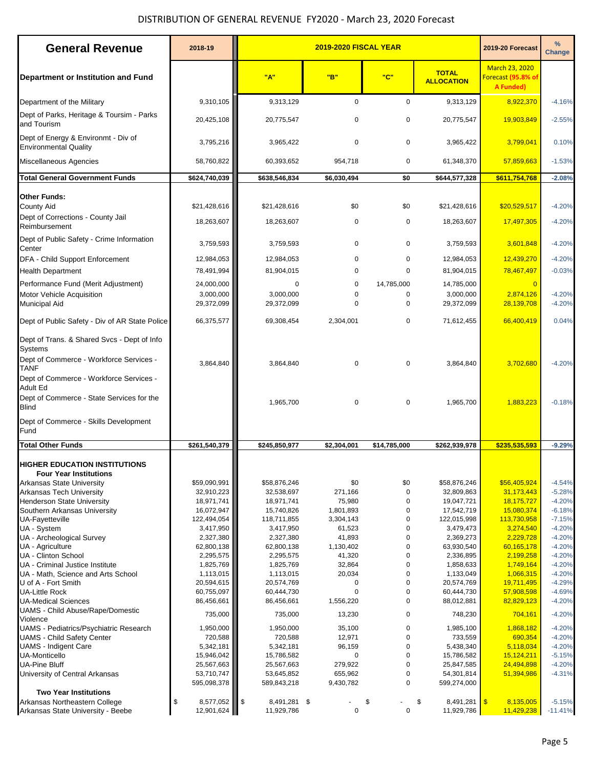# DISTRIBUTION OF GENERAL REVENUE FY2020 - March 23, 2020 Forecast

| General Revenue | 2018-19 | 2019-2020 FISCAL YEAR | | | | 2019-20 Forecast | % Change |
|---|---|---|---|---|---|---|---|
| Department or Institution and Fund | | "A" | "B" | "C" | TOTAL ALLOCATION | March 23, 2020 Forecast (95.8% of A Funded) | |
| Department of the Military | 9,310,105 | 9,313,129 | 0 | 0 | 9,313,129 | 8,922,370 | -4.16% |
| Dept of Parks, Heritage & Toursim - Parks and Tourism | 20,425,108 | 20,775,547 | 0 | 0 | 20,775,547 | 19,903,849 | -2.55% |
| Dept of Energy & Environmt - Div of Environmental Quality | 3,795,216 | 3,965,422 | 0 | 0 | 3,965,422 | 3,799,041 | 0.10% |
| Miscellaneous Agencies | 58,760,822 | 60,393,652 | 954,718 | 0 | 61,348,370 | 57,859,663 | -1.53% |
| **Total General Government Funds** | **$624,740,039** | **$638,546,834** | **$6,030,494** | **$0** | **$644,577,328** | **$611,754,768** | **-2.08%** |
| **Other Funds:** | | | | | | | |
| County Aid | $21,428,616 | $21,428,616 | $0 | $0 | $21,428,616 | $20,529,517 | -4.20% |
| Dept of Corrections - County Jail Reimbursement | 18,263,607 | 18,263,607 | 0 | 0 | 18,263,607 | 17,497,305 | -4.20% |
| Dept of Public Safety - Crime Information Center | 3,759,593 | 3,759,593 | 0 | 0 | 3,759,593 | 3,601,848 | -4.20% |
| DFA - Child Support Enforcement | 12,984,053 | 12,984,053 | 0 | 0 | 12,984,053 | 12,439,270 | -4.20% |
| Health Department | 78,491,994 | 81,904,015 | 0 | 0 | 81,904,015 | 78,467,497 | -0.03% |
| Performance Fund (Merit Adjustment) | 24,000,000 | 0 | 0 | 14,785,000 | 14,785,000 | 0 | |
| Motor Vehicle Acquisition | 3,000,000 | 3,000,000 | 0 | 0 | 3,000,000 | 2,874,126 | -4.20% |
| Municipal Aid | 29,372,099 | 29,372,099 | 0 | 0 | 29,372,099 | 28,139,708 | -4.20% |
| Dept of Public Safety - Div of AR State Police | 66,375,577 | 69,308,454 | 2,304,001 | 0 | 71,612,455 | 66,400,419 | 0.04% |
| Dept of Trans. & Shared Svcs - Dept of Info Systems | | | | | | | |
| Dept of Commerce - Workforce Services - TANF | 3,864,840 | 3,864,840 | 0 | 0 | 3,864,840 | 3,702,680 | -4.20% |
| Dept of Commerce - Workforce Services - Adult Ed | | | | | | | |
| Dept of Commerce - State Services for the Blind | | 1,965,700 | 0 | 0 | 1,965,700 | 1,883,223 | -0.18% |
| Dept of Commerce - Skills Development Fund | | | | | | | |
| **Total Other Funds** | **$261,540,379** | **$245,850,977** | **$2,304,001** | **$14,785,000** | **$262,939,978** | **$235,535,593** | **-9.29%** |
| **HIGHER EDUCATION INSTITUTIONS** | | | | | | | |
| **Four Year Institutions** | | | | | | | |
| Arkansas State University | $59,090,991 | $58,876,246 | $0 | $0 | $58,876,246 | $56,405,924 | -4.54% |
| Arkansas Tech University | 32,910,223 | 32,538,697 | 271,166 | 0 | 32,809,863 | 31,173,443 | -5.28% |
| Henderson State University | 18,971,741 | 18,971,741 | 75,980 | 0 | 19,047,721 | 18,175,727 | -4.20% |
| Southern Arkansas University | 16,072,947 | 15,740,826 | 1,801,893 | 0 | 17,542,719 | 15,080,374 | -6.18% |
| UA-Fayetteville | 122,494,054 | 118,711,855 | 3,304,143 | 0 | 122,015,998 | 113,730,958 | -7.15% |
| UA - System | 3,417,950 | 3,417,950 | 61,523 | 0 | 3,479,473 | 3,274,540 | -4.20% |
| UA - Archeological Survey | 2,327,380 | 2,327,380 | 41,893 | 0 | 2,369,273 | 2,229,728 | -4.20% |
| UA - Agriculture | 62,800,138 | 62,800,138 | 1,130,402 | 0 | 63,930,540 | 60,165,178 | -4.20% |
| UA - Clinton School | 2,295,575 | 2,295,575 | 41,320 | 0 | 2,336,895 | 2,199,258 | -4.20% |
| UA - Criminal Justice Institute | 1,825,769 | 1,825,769 | 32,864 | 0 | 1,858,633 | 1,749,164 | -4.20% |
| UA - Math, Science and Arts School | 1,113,015 | 1,113,015 | 20,034 | 0 | 1,133,049 | 1,066,315 | -4.20% |
| U of A - Fort Smith | 20,594,615 | 20,574,769 | 0 | 0 | 20,574,769 | 19,711,495 | -4.29% |
| UA-Little Rock | 60,755,097 | 60,444,730 | 0 | 0 | 60,444,730 | 57,908,598 | -4.69% |
| UA-Medical Sciences | 86,456,661 | 86,456,661 | 1,556,220 | 0 | 88,012,881 | 82,829,123 | -4.20% |
| UAMS - Child Abuse/Rape/Domestic Violence | 735,000 | 735,000 | 13,230 | 0 | 748,230 | 704,161 | -4.20% |
| UAMS - Pediatrics/Psychiatric Research | 1,950,000 | 1,950,000 | 35,100 | 0 | 1,985,100 | 1,868,182 | -4.20% |
| UAMS - Child Safety Center | 720,588 | 720,588 | 12,971 | 0 | 733,559 | 690,354 | -4.20% |
| UAMS - Indigent Care | 5,342,181 | 5,342,181 | 96,159 | 0 | 5,438,340 | 5,118,034 | -4.20% |
| UA-Monticello | 15,946,042 | 15,786,582 | 0 | 0 | 15,786,582 | 15,124,211 | -5.15% |
| UA-Pine Bluff | 25,567,663 | 25,567,663 | 279,922 | 0 | 25,847,585 | 24,494,898 | -4.20% |
| University of Central Arkansas | 53,710,747 | 53,645,852 | 655,962 | 0 | 54,301,814 | 51,394,986 | -4.31% |
| | 595,098,378 | 589,843,218 | 9,430,782 | 0 | 599,274,000 | | |
| **Two Year Institutions** | | | | | | | |
| Arkansas Northeastern College | $ 8,577,052 | $ 8,491,281 | $ - | $ - | $ 8,491,281 | $ 8,135,005 | -5.15% |
| Arkansas State University - Beebe | 12,901,624 | 11,929,786 | 0 | 0 | 11,929,786 | 11,429,238 | -11.41% |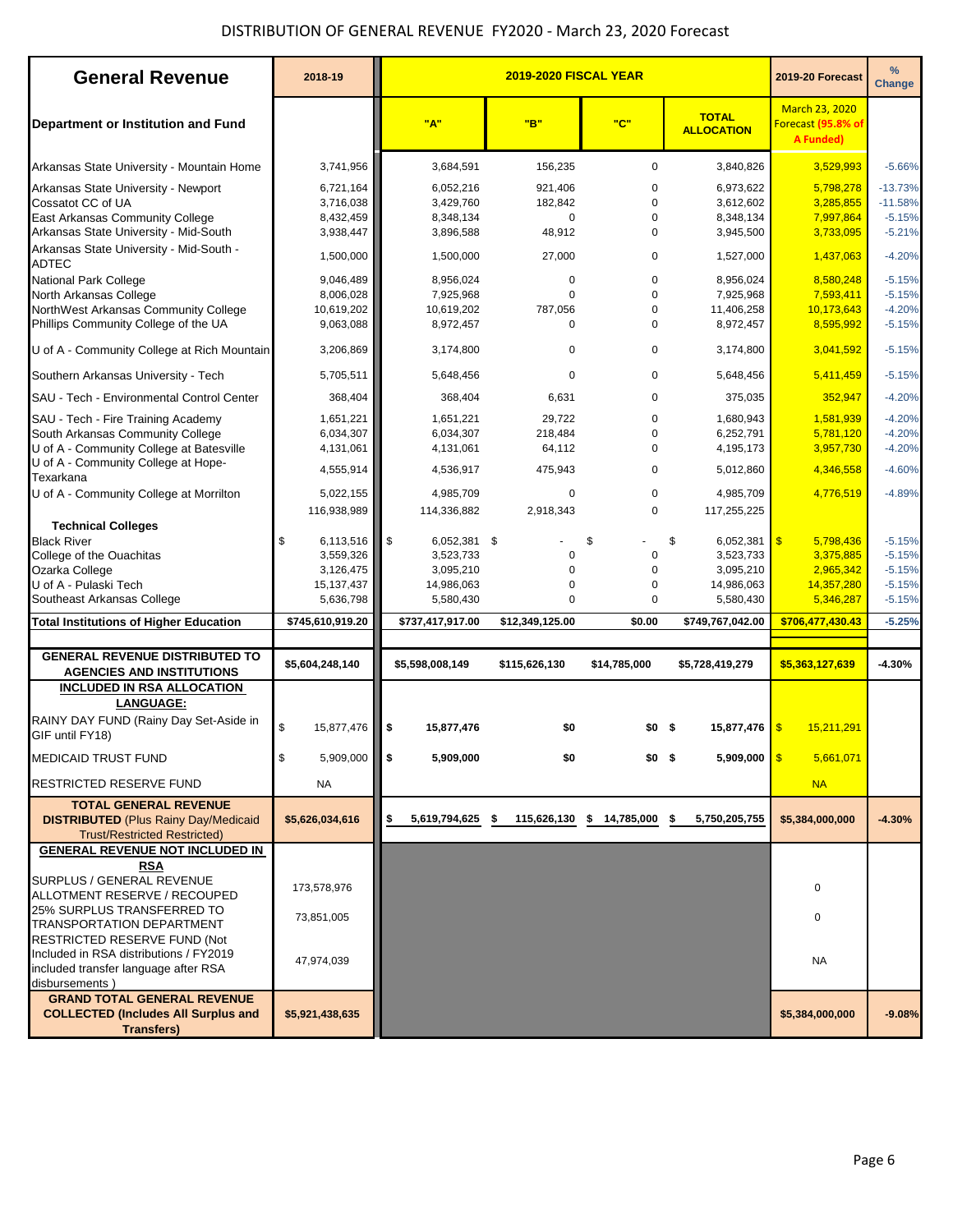DISTRIBUTION OF GENERAL REVENUE FY2020 - March 23, 2020 Forecast

| General Revenue | 2018-19 | 2019-2020 FISCAL YEAR | | | | 2019-20 Forecast | % Change |
|---|---|---|---|---|---|---|---|
| Department or Institution and Fund | | "A" | "B" | "C" | TOTAL ALLOCATION | March 23, 2020 Forecast (95.8% of A Funded) | |
| Arkansas State University - Mountain Home | 3,741,956 | 3,684,591 | 156,235 | 0 | 3,840,826 | 3,529,993 | -5.66% |
| Arkansas State University - Newport | 6,721,164 | 6,052,216 | 921,406 | 0 | 6,973,622 | 5,798,278 | -13.73% |
| Cossatot CC of UA | 3,716,038 | 3,429,760 | 182,842 | 0 | 3,612,602 | 3,285,855 | -11.58% |
| East Arkansas Community College | 8,432,459 | 8,348,134 | 0 | 0 | 8,348,134 | 7,997,864 | -5.15% |
| Arkansas State University - Mid-South | 3,938,447 | 3,896,588 | 48,912 | 0 | 3,945,500 | 3,733,095 | -5.21% |
| Arkansas State University - Mid-South - ADTEC | 1,500,000 | 1,500,000 | 27,000 | 0 | 1,527,000 | 1,437,063 | -4.20% |
| National Park College | 9,046,489 | 8,956,024 | 0 | 0 | 8,956,024 | 8,580,248 | -5.15% |
| North Arkansas College | 8,006,028 | 7,925,968 | 0 | 0 | 7,925,968 | 7,593,411 | -5.15% |
| NorthWest Arkansas Community College | 10,619,202 | 10,619,202 | 787,056 | 0 | 11,406,258 | 10,173,643 | -4.20% |
| Phillips Community College of the UA | 9,063,088 | 8,972,457 | 0 | 0 | 8,972,457 | 8,595,992 | -5.15% |
| U of A - Community College at Rich Mountain | 3,206,869 | 3,174,800 | 0 | 0 | 3,174,800 | 3,041,592 | -5.15% |
| Southern Arkansas University - Tech | 5,705,511 | 5,648,456 | 0 | 0 | 5,648,456 | 5,411,459 | -5.15% |
| SAU - Tech - Environmental Control Center | 368,404 | 368,404 | 6,631 | 0 | 375,035 | 352,947 | -4.20% |
| SAU - Tech - Fire Training Academy | 1,651,221 | 1,651,221 | 29,722 | 0 | 1,680,943 | 1,581,939 | -4.20% |
| South Arkansas Community College | 6,034,307 | 6,034,307 | 218,484 | 0 | 6,252,791 | 5,781,120 | -4.20% |
| U of A - Community College at Batesville | 4,131,061 | 4,131,061 | 64,112 | 0 | 4,195,173 | 3,957,730 | -4.20% |
| U of A - Community College at Hope-Texarkana | 4,555,914 | 4,536,917 | 475,943 | 0 | 5,012,860 | 4,346,558 | -4.60% |
| U of A - Community College at Morrilton | 5,022,155 | 4,985,709 | 0 | 0 | 4,985,709 | 4,776,519 | -4.89% |
| | 116,938,989 | 114,336,882 | 2,918,343 | 0 | 117,255,225 | | |
| **Technical Colleges** | | | | | | | |
| Black River | $ 6,113,516 | $ 6,052,381 | $ - | $ - | $ 6,052,381 | $ 5,798,436 | -5.15% |
| College of the Ouachitas | 3,559,326 | 3,523,733 | 0 | 0 | 3,523,733 | 3,375,885 | -5.15% |
| Ozarka College | 3,126,475 | 3,095,210 | 0 | 0 | 3,095,210 | 2,965,342 | -5.15% |
| U of A - Pulaski Tech | 15,137,437 | 14,986,063 | 0 | 0 | 14,986,063 | 14,357,280 | -5.15% |
| Southeast Arkansas College | 5,636,798 | 5,580,430 | 0 | 0 | 5,580,430 | 5,346,287 | -5.15% |
| **Total Institutions of Higher Education** | **$745,610,919.20** | **$737,417,917.00** | **$12,349,125.00** | **$0.00** | **$749,767,042.00** | **$706,477,430.43** | **-5.25%** |
| **GENERAL REVENUE DISTRIBUTED TO AGENCIES AND INSTITUTIONS** | **$5,604,248,140** | **$5,598,008,149** | **$115,626,130** | **$14,785,000** | **$5,728,419,279** | **$5,363,127,639** | **-4.30%** |
| **INCLUDED IN RSA ALLOCATION LANGUAGE:** | | | | | | | |
| RAINY DAY FUND (Rainy Day Set-Aside in GIF until FY18) | $ 15,877,476 | **$ 15,877,476** | **$0** | **$0** | **$ 15,877,476** | $ 15,211,291 | |
| MEDICAID TRUST FUND | $ 5,909,000 | **$ 5,909,000** | **$0** | **$0** | **$ 5,909,000** | $ 5,661,071 | |
| RESTRICTED RESERVE FUND | NA | | | | | NA | |
| **TOTAL GENERAL REVENUE DISTRIBUTED** (Plus Rainy Day/Medicaid Trust/Restricted Restricted) | **$5,626,034,616** | **$ 5,619,794,625** | **$ 115,626,130** | **$ 14,785,000** | **$ 5,750,205,755** | **$5,384,000,000** | **-4.30%** |
| **GENERAL REVENUE NOT INCLUDED IN RSA** | | | | | | | |
| SURPLUS / GENERAL REVENUE ALLOTMENT RESERVE / RECOUPED | 173,578,976 | | | | | 0 | |
| 25% SURPLUS TRANSFERRED TO TRANSPORTATION DEPARTMENT | 73,851,005 | | | | | 0 | |
| RESTRICTED RESERVE FUND (Not Included in RSA distributions / FY2019 included transfer language after RSA disbursements ) | 47,974,039 | | | | | NA | |
| **GRAND TOTAL GENERAL REVENUE COLLECTED (Includes All Surplus and Transfers)** | **$5,921,438,635** | | | | | **$5,384,000,000** | **-9.08%** |